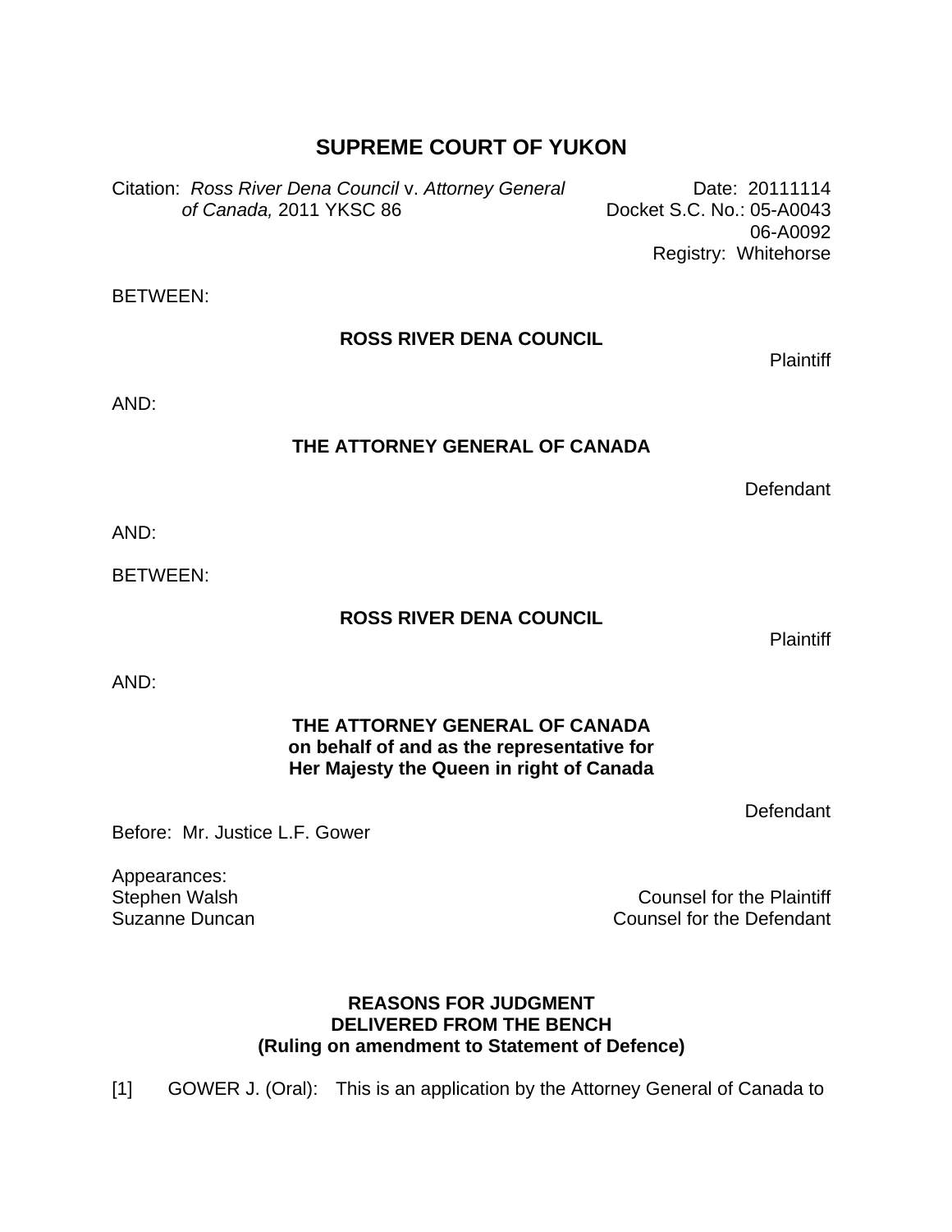# SUPREME COURT OF YUKON

Citation: *Ross River Dena Council* v. *Attorney General of Canada,* 2011 YKSC 86

Date: 20111114
Docket S.C. No.: 05-A0043
06-A0092
Registry: Whitehorse

BETWEEN:

**ROSS RIVER DENA COUNCIL**

Plaintiff

AND:

**THE ATTORNEY GENERAL OF CANADA**

Defendant

AND:

BETWEEN:

**ROSS RIVER DENA COUNCIL**

Plaintiff

AND:

**THE ATTORNEY GENERAL OF CANADA**
**on behalf of and as the representative for**
**Her Majesty the Queen in right of Canada**

Defendant

Before: Mr. Justice L.F. Gower

Appearances:
Stephen Walsh — Counsel for the Plaintiff
Suzanne Duncan — Counsel for the Defendant

**REASONS FOR JUDGMENT**
**DELIVERED FROM THE BENCH**
**(Ruling on amendment to Statement of Defence)**

[1] GOWER J. (Oral): This is an application by the Attorney General of Canada to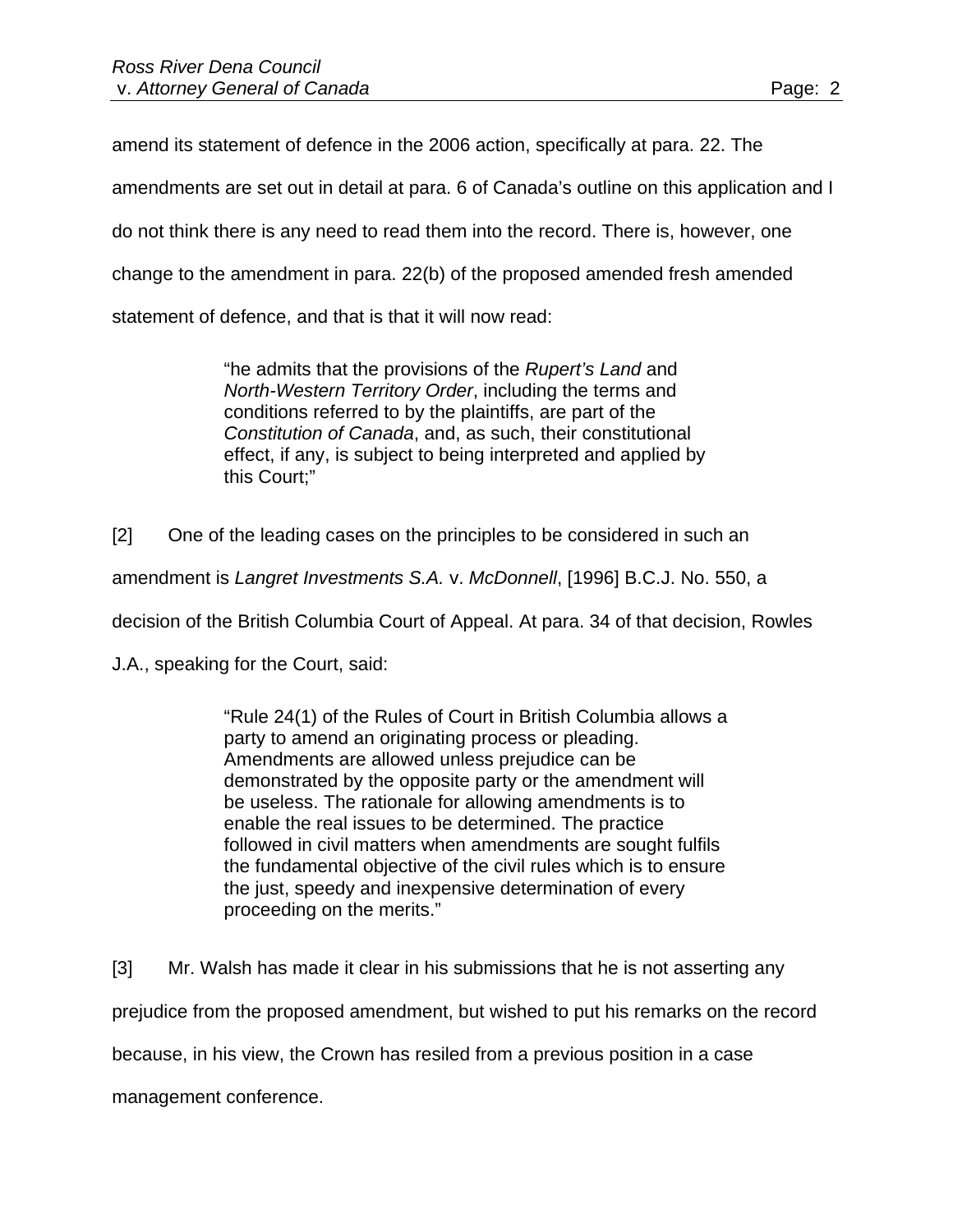amend its statement of defence in the 2006 action, specifically at para. 22. The amendments are set out in detail at para. 6 of Canada's outline on this application and I do not think there is any need to read them into the record. There is, however, one change to the amendment in para. 22(b) of the proposed amended fresh amended statement of defence, and that is that it will now read:

> "he admits that the provisions of the *Rupert's Land* and *North-Western Territory Order*, including the terms and conditions referred to by the plaintiffs, are part of the *Constitution of Canada*, and, as such, their constitutional effect, if any, is subject to being interpreted and applied by this Court;"

[2] One of the leading cases on the principles to be considered in such an amendment is *Langret Investments S.A.* v. *McDonnell*, [1996] B.C.J. No. 550, a decision of the British Columbia Court of Appeal. At para. 34 of that decision, Rowles J.A., speaking for the Court, said:

> "Rule 24(1) of the Rules of Court in British Columbia allows a party to amend an originating process or pleading. Amendments are allowed unless prejudice can be demonstrated by the opposite party or the amendment will be useless. The rationale for allowing amendments is to enable the real issues to be determined. The practice followed in civil matters when amendments are sought fulfils the fundamental objective of the civil rules which is to ensure the just, speedy and inexpensive determination of every proceeding on the merits."

[3] Mr. Walsh has made it clear in his submissions that he is not asserting any prejudice from the proposed amendment, but wished to put his remarks on the record because, in his view, the Crown has resiled from a previous position in a case management conference.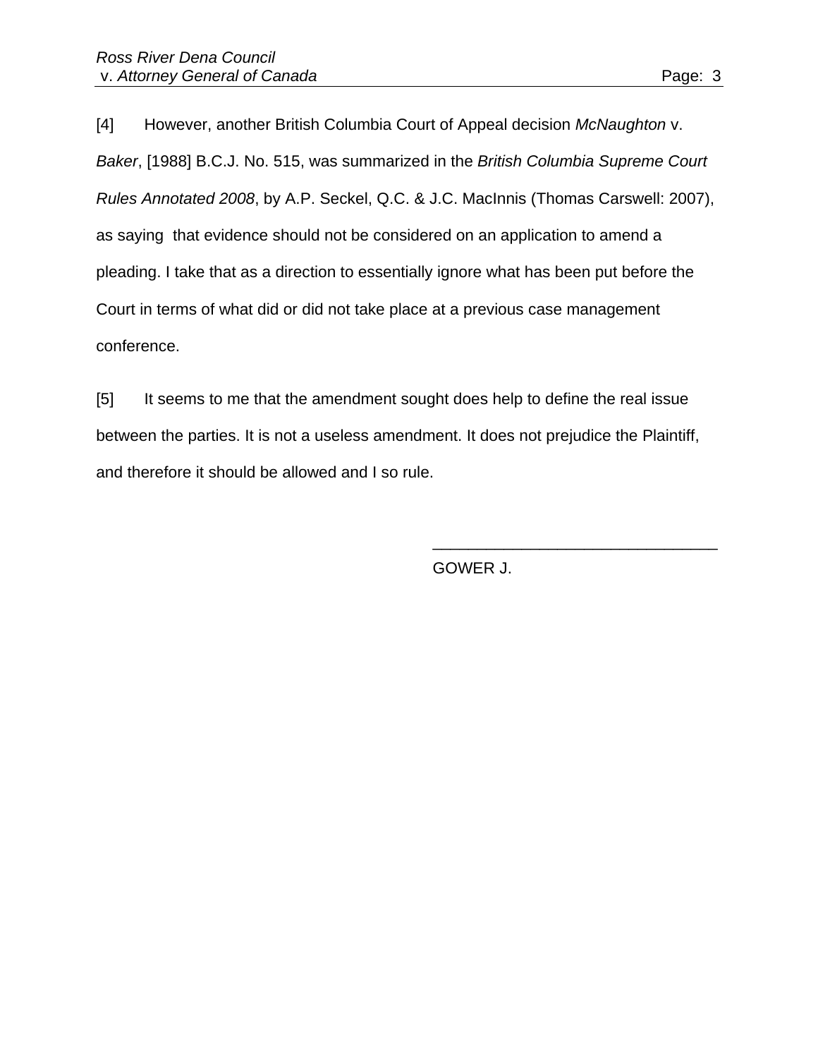[4] However, another British Columbia Court of Appeal decision *McNaughton* v. *Baker*, [1988] B.C.J. No. 515, was summarized in the *British Columbia Supreme Court Rules Annotated 2008*, by A.P. Seckel, Q.C. & J.C. MacInnis (Thomas Carswell: 2007), as saying that evidence should not be considered on an application to amend a pleading. I take that as a direction to essentially ignore what has been put before the Court in terms of what did or did not take place at a previous case management conference.

[5] It seems to me that the amendment sought does help to define the real issue between the parties. It is not a useless amendment. It does not prejudice the Plaintiff, and therefore it should be allowed and I so rule.

\_\_\_\_\_\_\_\_\_\_\_\_\_\_\_\_\_\_\_\_\_\_\_\_\_\_\_\_\_\_\_\_

GOWER J.